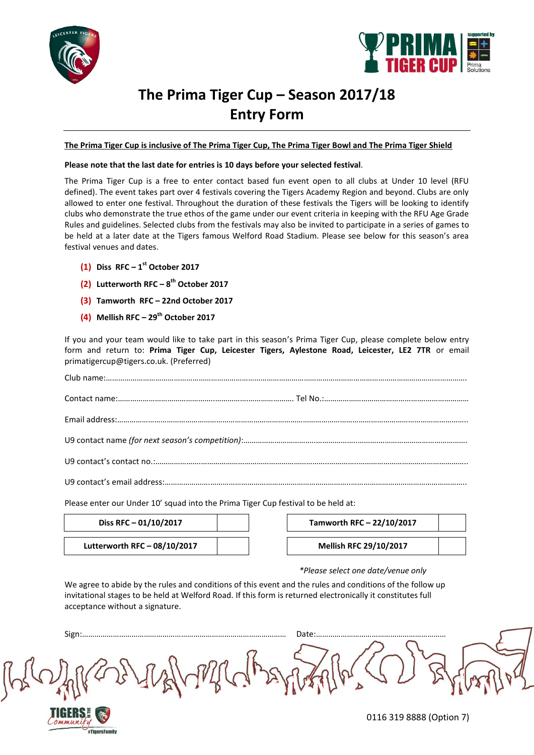# The Prima Tiger Cup – Season 2017/18
# Entry Form

**The Prima Tiger Cup is inclusive of The Prima Tiger Cup, The Prima Tiger Bowl and The Prima Tiger Shield**

**Please note that the last date for entries is 10 days before your selected festival**.

The Prima Tiger Cup is a free to enter contact based fun event open to all clubs at Under 10 level (RFU defined). The event takes part over 4 festivals covering the Tigers Academy Region and beyond. Clubs are only allowed to enter one festival. Throughout the duration of these festivals the Tigers will be looking to identify clubs who demonstrate the true ethos of the game under our event criteria in keeping with the RFU Age Grade Rules and guidelines. Selected clubs from the festivals may also be invited to participate in a series of games to be held at a later date at the Tigers famous Welford Road Stadium. Please see below for this season's area festival venues and dates.

**(1)** **Diss RFC – 1st October 2017**

**(2)** **Lutterworth RFC – 8th October 2017**

**(3)** **Tamworth RFC – 22nd October 2017**

**(4)** **Mellish RFC – 29th October 2017**

If you and your team would like to take part in this season's Prima Tiger Cup, please complete below entry form and return to: **Prima Tiger Cup, Leicester Tigers, Aylestone Road, Leicester, LE2 7TR** or email primatigercup@tigers.co.uk. (Preferred)

Club name:……………………………………………………………………………………………………………………………………………

Contact name:…………………………………………………………………………… Tel No.:………………………………………………………

Email address:……………………………………………………………………………………………………………………………………………

U9 contact name *(for next season's competition)*:……………………………………………………………………………………………

U9 contact's contact no.:……………………………………………………………………………………………………………………………

U9 contact's email address:…………………………………………………………………………………………………………………………

Please enter our Under 10' squad into the Prima Tiger Cup festival to be held at:

| **Diss RFC – 01/10/2017** | | **Tamworth RFC – 22/10/2017** | |
|---|---|---|---|
| **Lutterworth RFC – 08/10/2017** | | **Mellish RFC 29/10/2017** | |

*\*Please select one date/venue only*

We agree to abide by the rules and conditions of this event and the rules and conditions of the follow up invitational stages to be held at Welford Road. If this form is returned electronically it constitutes full acceptance without a signature.

Sign:……………………………………………………………………………………… Date:………………………………………………………

0116 319 8888 (Option 7)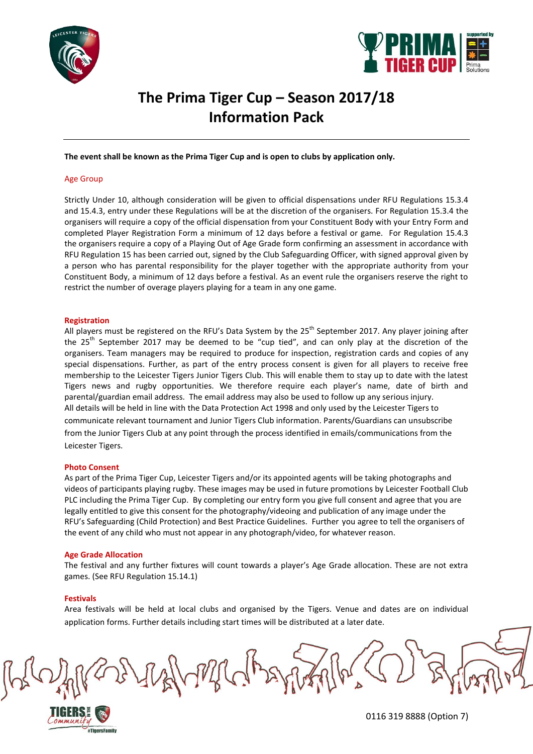# The Prima Tiger Cup – Season 2017/18
# Information Pack

**The event shall be known as the Prima Tiger Cup and is open to clubs by application only.**

## Age Group

Strictly Under 10, although consideration will be given to official dispensations under RFU Regulations 15.3.4 and 15.4.3, entry under these Regulations will be at the discretion of the organisers. For Regulation 15.3.4 the organisers will require a copy of the official dispensation from your Constituent Body with your Entry Form and completed Player Registration Form a minimum of 12 days before a festival or game. For Regulation 15.4.3 the organisers require a copy of a Playing Out of Age Grade form confirming an assessment in accordance with RFU Regulation 15 has been carried out, signed by the Club Safeguarding Officer, with signed approval given by a person who has parental responsibility for the player together with the appropriate authority from your Constituent Body, a minimum of 12 days before a festival. As an event rule the organisers reserve the right to restrict the number of overage players playing for a team in any one game.

## Registration

All players must be registered on the RFU's Data System by the 25th September 2017. Any player joining after the 25th September 2017 may be deemed to be "cup tied", and can only play at the discretion of the organisers. Team managers may be required to produce for inspection, registration cards and copies of any special dispensations. Further, as part of the entry process consent is given for all players to receive free membership to the Leicester Tigers Junior Tigers Club. This will enable them to stay up to date with the latest Tigers news and rugby opportunities. We therefore require each player's name, date of birth and parental/guardian email address. The email address may also be used to follow up any serious injury.
All details will be held in line with the Data Protection Act 1998 and only used by the Leicester Tigers to communicate relevant tournament and Junior Tigers Club information. Parents/Guardians can unsubscribe from the Junior Tigers Club at any point through the process identified in emails/communications from the Leicester Tigers.

## Photo Consent

As part of the Prima Tiger Cup, Leicester Tigers and/or its appointed agents will be taking photographs and videos of participants playing rugby. These images may be used in future promotions by Leicester Football Club PLC including the Prima Tiger Cup. By completing our entry form you give full consent and agree that you are legally entitled to give this consent for the photography/videoing and publication of any image under the RFU's Safeguarding (Child Protection) and Best Practice Guidelines. Further you agree to tell the organisers of the event of any child who must not appear in any photograph/video, for whatever reason.

## Age Grade Allocation

The festival and any further fixtures will count towards a player's Age Grade allocation. These are not extra games. (See RFU Regulation 15.14.1)

## Festivals

Area festivals will be held at local clubs and organised by the Tigers. Venue and dates are on individual application forms. Further details including start times will be distributed at a later date.

0116 319 8888 (Option 7)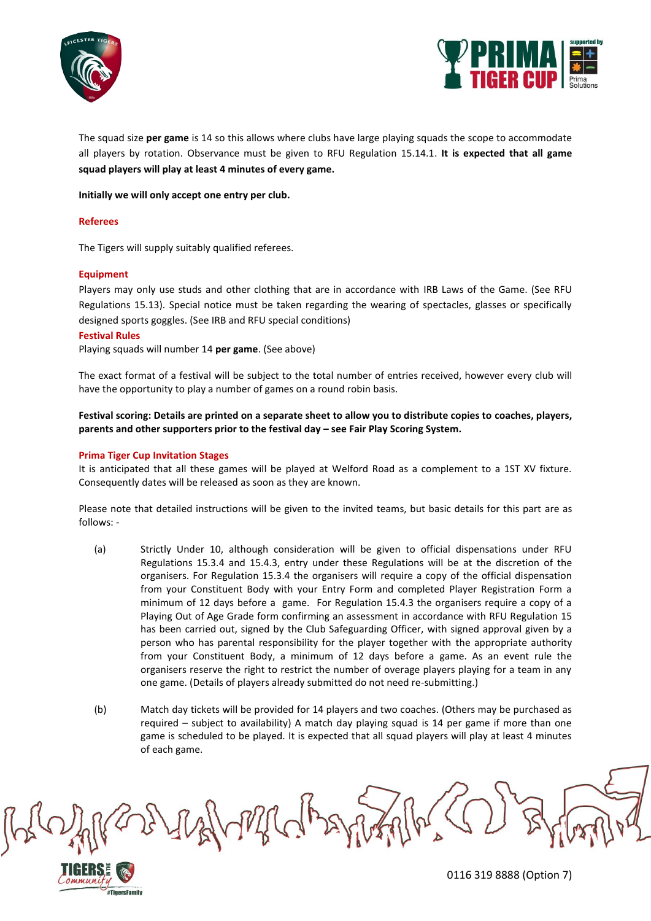The squad size **per game** is 14 so this allows where clubs have large playing squads the scope to accommodate all players by rotation. Observance must be given to RFU Regulation 15.14.1. **It is expected that all game squad players will play at least 4 minutes of every game.**

**Initially we will only accept one entry per club.**

## Referees

The Tigers will supply suitably qualified referees.

## Equipment

Players may only use studs and other clothing that are in accordance with IRB Laws of the Game. (See RFU Regulations 15.13). Special notice must be taken regarding the wearing of spectacles, glasses or specifically designed sports goggles. (See IRB and RFU special conditions)

## Festival Rules

Playing squads will number 14 **per game**. (See above)

The exact format of a festival will be subject to the total number of entries received, however every club will have the opportunity to play a number of games on a round robin basis.

**Festival scoring: Details are printed on a separate sheet to allow you to distribute copies to coaches, players, parents and other supporters prior to the festival day – see Fair Play Scoring System.**

## Prima Tiger Cup Invitation Stages

It is anticipated that all these games will be played at Welford Road as a complement to a 1ST XV fixture. Consequently dates will be released as soon as they are known.

Please note that detailed instructions will be given to the invited teams, but basic details for this part are as follows: -

(a) Strictly Under 10, although consideration will be given to official dispensations under RFU Regulations 15.3.4 and 15.4.3, entry under these Regulations will be at the discretion of the organisers. For Regulation 15.3.4 the organisers will require a copy of the official dispensation from your Constituent Body with your Entry Form and completed Player Registration Form a minimum of 12 days before a game. For Regulation 15.4.3 the organisers require a copy of a Playing Out of Age Grade form confirming an assessment in accordance with RFU Regulation 15 has been carried out, signed by the Club Safeguarding Officer, with signed approval given by a person who has parental responsibility for the player together with the appropriate authority from your Constituent Body, a minimum of 12 days before a game. As an event rule the organisers reserve the right to restrict the number of overage players playing for a team in any one game. (Details of players already submitted do not need re-submitting.)

(b) Match day tickets will be provided for 14 players and two coaches. (Others may be purchased as required – subject to availability) A match day playing squad is 14 per game if more than one game is scheduled to be played. It is expected that all squad players will play at least 4 minutes of each game.

0116 319 8888 (Option 7)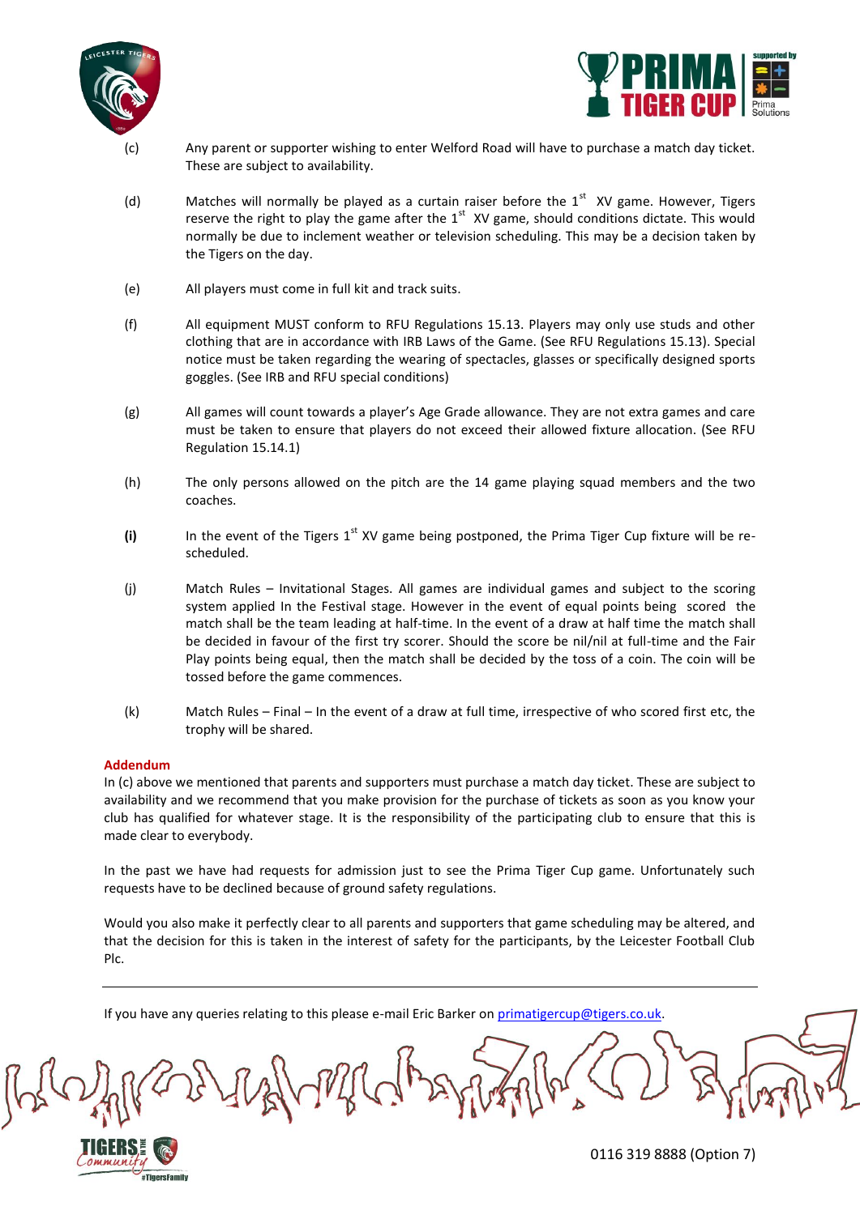(c) Any parent or supporter wishing to enter Welford Road will have to purchase a match day ticket. These are subject to availability.

(d) Matches will normally be played as a curtain raiser before the 1st XV game. However, Tigers reserve the right to play the game after the 1st XV game, should conditions dictate. This would normally be due to inclement weather or television scheduling. This may be a decision taken by the Tigers on the day.

(e) All players must come in full kit and track suits.

(f) All equipment MUST conform to RFU Regulations 15.13. Players may only use studs and other clothing that are in accordance with IRB Laws of the Game. (See RFU Regulations 15.13). Special notice must be taken regarding the wearing of spectacles, glasses or specifically designed sports goggles. (See IRB and RFU special conditions)

(g) All games will count towards a player's Age Grade allowance. They are not extra games and care must be taken to ensure that players do not exceed their allowed fixture allocation. (See RFU Regulation 15.14.1)

(h) The only persons allowed on the pitch are the 14 game playing squad members and the two coaches.

**(i)** In the event of the Tigers 1st XV game being postponed, the Prima Tiger Cup fixture will be re-scheduled.

(j) Match Rules – Invitational Stages. All games are individual games and subject to the scoring system applied In the Festival stage. However in the event of equal points being scored the match shall be the team leading at half-time. In the event of a draw at half time the match shall be decided in favour of the first try scorer. Should the score be nil/nil at full-time and the Fair Play points being equal, then the match shall be decided by the toss of a coin. The coin will be tossed before the game commences.

(k) Match Rules – Final – In the event of a draw at full time, irrespective of who scored first etc, the trophy will be shared.

**Addendum**

In (c) above we mentioned that parents and supporters must purchase a match day ticket. These are subject to availability and we recommend that you make provision for the purchase of tickets as soon as you know your club has qualified for whatever stage. It is the responsibility of the participating club to ensure that this is made clear to everybody.

In the past we have had requests for admission just to see the Prima Tiger Cup game. Unfortunately such requests have to be declined because of ground safety regulations.

Would you also make it perfectly clear to all parents and supporters that game scheduling may be altered, and that the decision for this is taken in the interest of safety for the participants, by the Leicester Football Club Plc.

---

If you have any queries relating to this please e-mail Eric Barker on primatigercup@tigers.co.uk.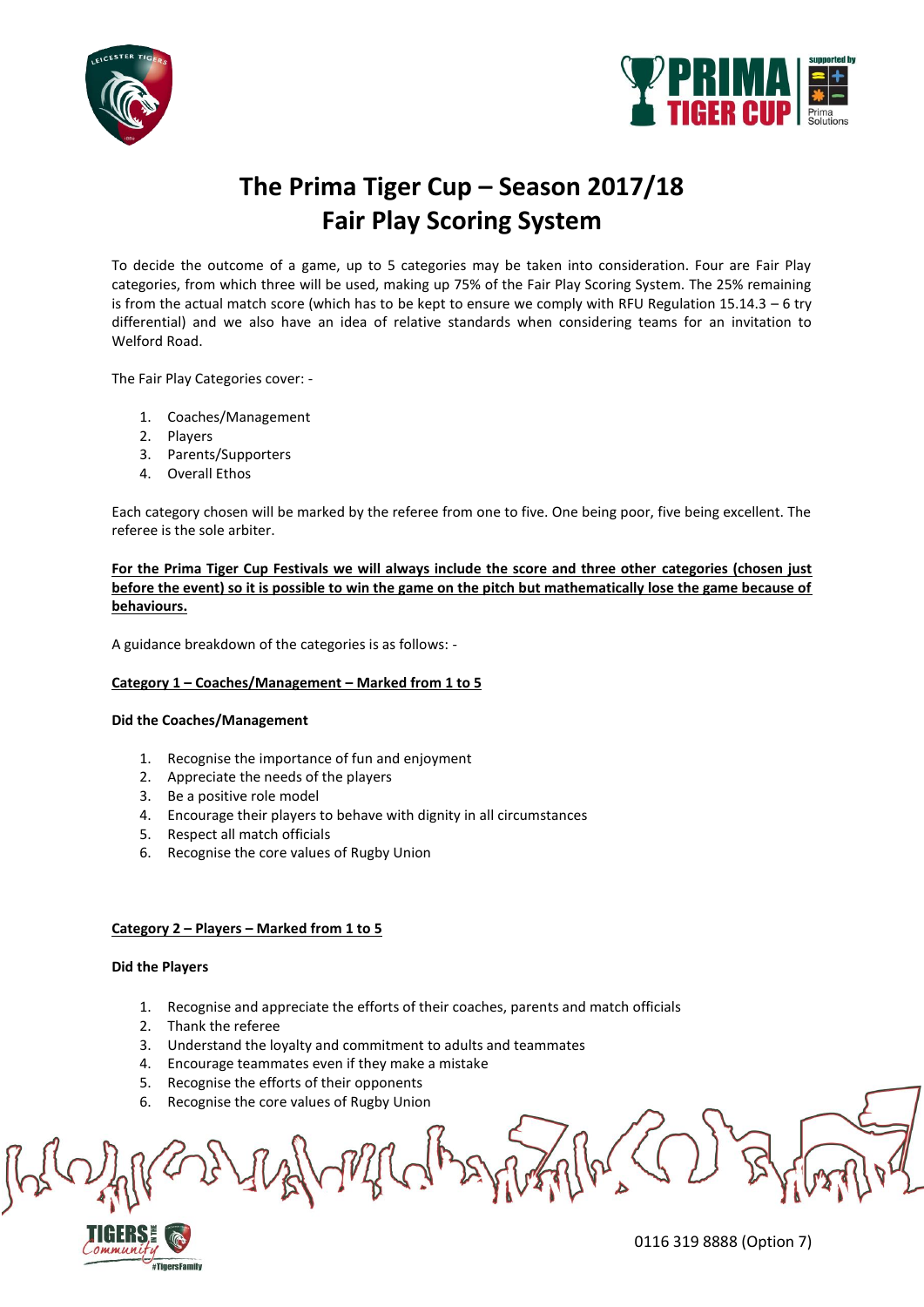# The Prima Tiger Cup – Season 2017/18
# Fair Play Scoring System

To decide the outcome of a game, up to 5 categories may be taken into consideration. Four are Fair Play categories, from which three will be used, making up 75% of the Fair Play Scoring System. The 25% remaining is from the actual match score (which has to be kept to ensure we comply with RFU Regulation 15.14.3 – 6 try differential) and we also have an idea of relative standards when considering teams for an invitation to Welford Road.

The Fair Play Categories cover: -

1. Coaches/Management
2. Players
3. Parents/Supporters
4. Overall Ethos

Each category chosen will be marked by the referee from one to five. One being poor, five being excellent. The referee is the sole arbiter.

**For the Prima Tiger Cup Festivals we will always include the score and three other categories (chosen just before the event) so it is possible to win the game on the pitch but mathematically lose the game because of behaviours.**

A guidance breakdown of the categories is as follows: -

**Category 1 – Coaches/Management – Marked from 1 to 5**

**Did the Coaches/Management**

1. Recognise the importance of fun and enjoyment
2. Appreciate the needs of the players
3. Be a positive role model
4. Encourage their players to behave with dignity in all circumstances
5. Respect all match officials
6. Recognise the core values of Rugby Union

**Category 2 – Players – Marked from 1 to 5**

**Did the Players**

1. Recognise and appreciate the efforts of their coaches, parents and match officials
2. Thank the referee
3. Understand the loyalty and commitment to adults and teammates
4. Encourage teammates even if they make a mistake
5. Recognise the efforts of their opponents
6. Recognise the core values of Rugby Union

0116 319 8888 (Option 7)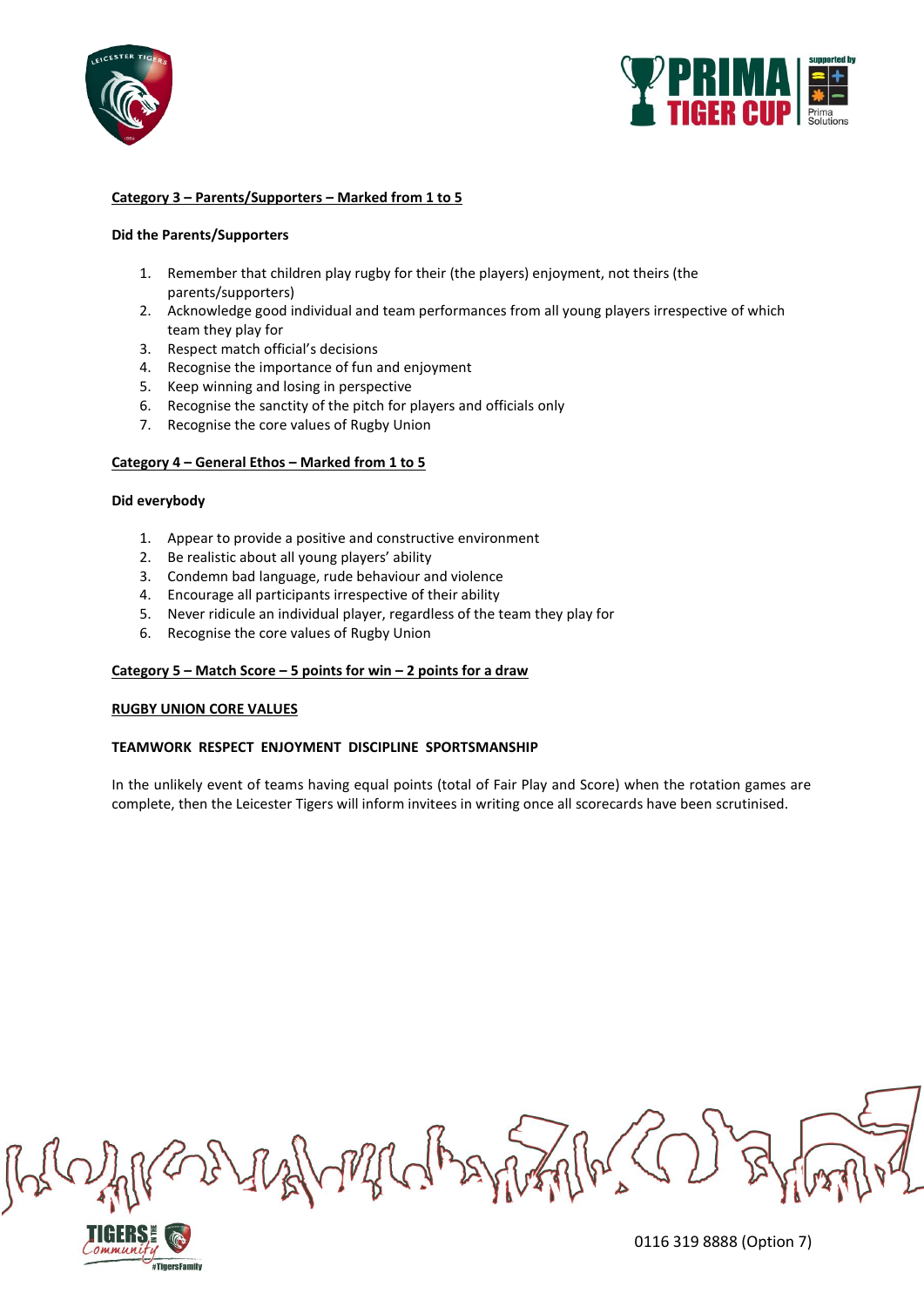**Category 3 – Parents/Supporters – Marked from 1 to 5**

**Did the Parents/Supporters**

1. Remember that children play rugby for their (the players) enjoyment, not theirs (the parents/supporters)
2. Acknowledge good individual and team performances from all young players irrespective of which team they play for
3. Respect match official's decisions
4. Recognise the importance of fun and enjoyment
5. Keep winning and losing in perspective
6. Recognise the sanctity of the pitch for players and officials only
7. Recognise the core values of Rugby Union

**Category 4 – General Ethos – Marked from 1 to 5**

**Did everybody**

1. Appear to provide a positive and constructive environment
2. Be realistic about all young players' ability
3. Condemn bad language, rude behaviour and violence
4. Encourage all participants irrespective of their ability
5. Never ridicule an individual player, regardless of the team they play for
6. Recognise the core values of Rugby Union

**Category 5 – Match Score – 5 points for win – 2 points for a draw**

**RUGBY UNION CORE VALUES**

**TEAMWORK RESPECT ENJOYMENT DISCIPLINE SPORTSMANSHIP**

In the unlikely event of teams having equal points (total of Fair Play and Score) when the rotation games are complete, then the Leicester Tigers will inform invitees in writing once all scorecards have been scrutinised.

0116 319 8888 (Option 7)